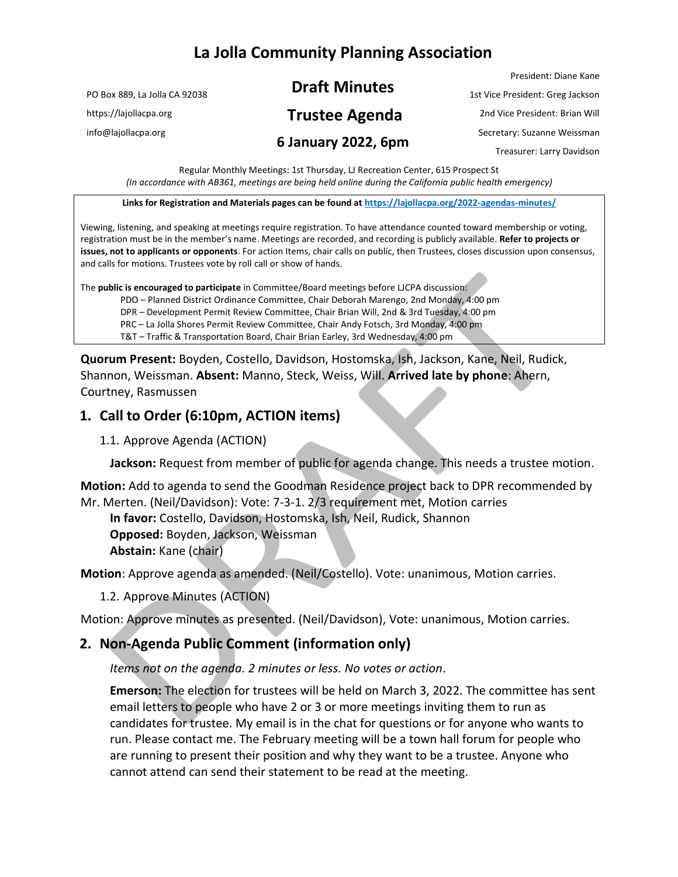# La Jolla Community Planning Association

PO Box 889, La Jolla CA 92038

https://lajollacpa.org

info@lajollacpa.org

## Draft Minutes

## Trustee Agenda

## 6 January 2022, 6pm

President: Diane Kane

1st Vice President: Greg Jackson

2nd Vice President: Brian Will

Secretary: Suzanne Weissman

Treasurer: Larry Davidson

Regular Monthly Meetings: 1st Thursday, LJ Recreation Center, 615 Prospect St

*(In accordance with AB361, meetings are being held online during the California public health emergency)*

**Links for Registration and Materials pages can be found at https://lajollacpa.org/2022-agendas-minutes/**

Viewing, listening, and speaking at meetings require registration. To have attendance counted toward membership or voting, registration must be in the member's name. Meetings are recorded, and recording is publicly available. **Refer to projects or issues, not to applicants or opponents**. For action Items, chair calls on public, then Trustees, closes discussion upon consensus, and calls for motions. Trustees vote by roll call or show of hands.

The **public is encouraged to participate** in Committee/Board meetings before LJCPA discussion:

- PDO – Planned District Ordinance Committee, Chair Deborah Marengo, 2nd Monday, 4:00 pm
- DPR – Development Permit Review Committee, Chair Brian Will, 2nd & 3rd Tuesday, 4:00 pm
- PRC – La Jolla Shores Permit Review Committee, Chair Andy Fotsch, 3rd Monday, 4:00 pm
- T&T – Traffic & Transportation Board, Chair Brian Earley, 3rd Wednesday, 4:00 pm

**Quorum Present:** Boyden, Costello, Davidson, Hostomska, Ish, Jackson, Kane, Neil, Rudick, Shannon, Weissman. **Absent:** Manno, Steck, Weiss, Will. **Arrived late by phone**: Ahern, Courtney, Rasmussen

## 1. Call to Order (6:10pm, ACTION items)

1.1. Approve Agenda (ACTION)

**Jackson:** Request from member of public for agenda change. This needs a trustee motion.

**Motion:** Add to agenda to send the Goodman Residence project back to DPR recommended by Mr. Merten. (Neil/Davidson): Vote: 7-3-1. 2/3 requirement met, Motion carries

**In favor:** Costello, Davidson, Hostomska, Ish, Neil, Rudick, Shannon
**Opposed:** Boyden, Jackson, Weissman
**Abstain:** Kane (chair)

**Motion**: Approve agenda as amended. (Neil/Costello). Vote: unanimous, Motion carries.

1.2. Approve Minutes (ACTION)

Motion: Approve minutes as presented. (Neil/Davidson), Vote: unanimous, Motion carries.

## 2. Non-Agenda Public Comment (information only)

*Items not on the agenda. 2 minutes or less. No votes or action*.

**Emerson:** The election for trustees will be held on March 3, 2022. The committee has sent email letters to people who have 2 or 3 or more meetings inviting them to run as candidates for trustee. My email is in the chat for questions or for anyone who wants to run. Please contact me. The February meeting will be a town hall forum for people who are running to present their position and why they want to be a trustee. Anyone who cannot attend can send their statement to be read at the meeting.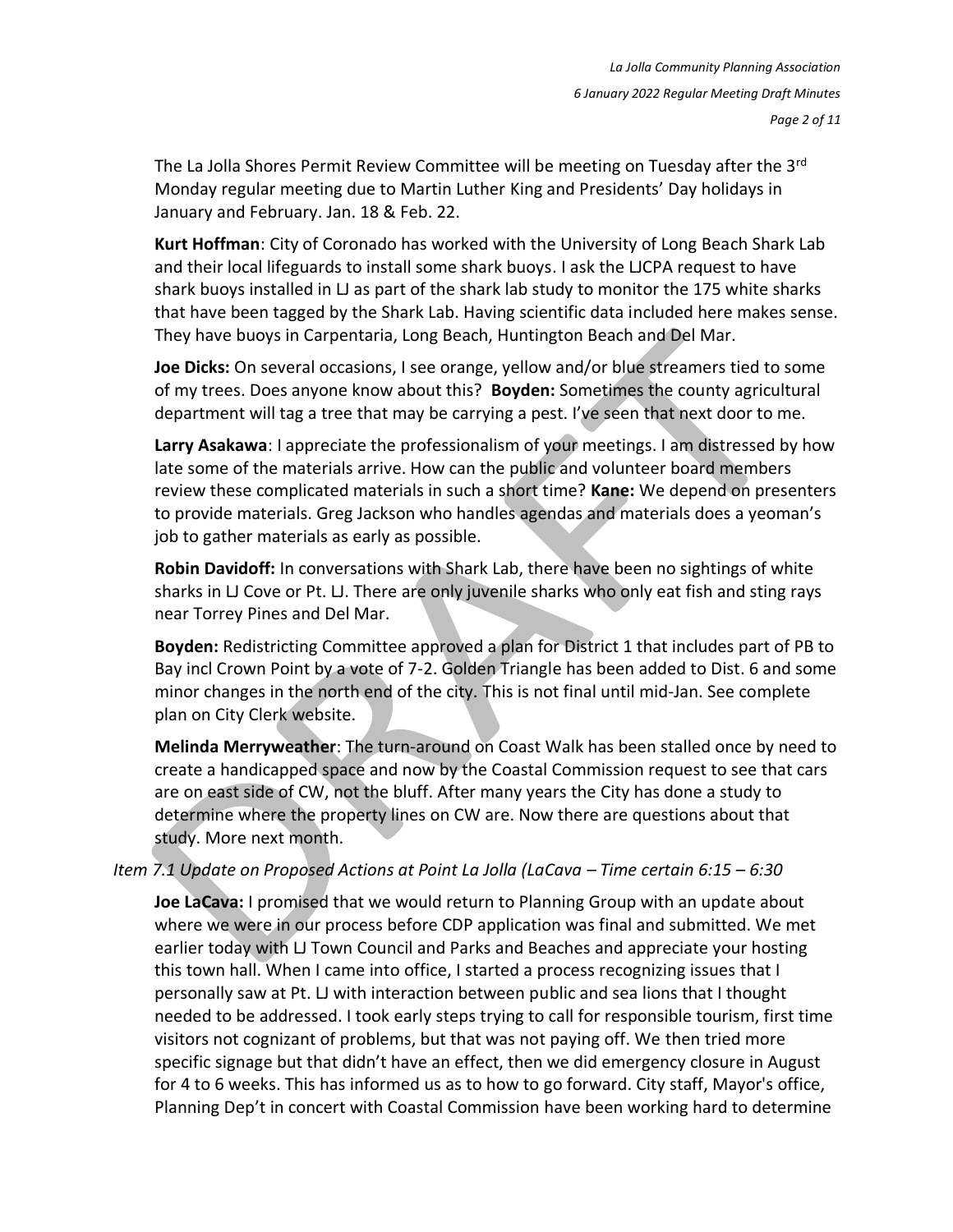The La Jolla Shores Permit Review Committee will be meeting on Tuesday after the 3rd Monday regular meeting due to Martin Luther King and Presidents' Day holidays in January and February. Jan. 18 & Feb. 22.

**Kurt Hoffman**: City of Coronado has worked with the University of Long Beach Shark Lab and their local lifeguards to install some shark buoys. I ask the LJCPA request to have shark buoys installed in LJ as part of the shark lab study to monitor the 175 white sharks that have been tagged by the Shark Lab. Having scientific data included here makes sense. They have buoys in Carpentaria, Long Beach, Huntington Beach and Del Mar.

**Joe Dicks:** On several occasions, I see orange, yellow and/or blue streamers tied to some of my trees. Does anyone know about this? **Boyden:** Sometimes the county agricultural department will tag a tree that may be carrying a pest. I've seen that next door to me.

**Larry Asakawa**: I appreciate the professionalism of your meetings. I am distressed by how late some of the materials arrive. How can the public and volunteer board members review these complicated materials in such a short time? **Kane:** We depend on presenters to provide materials. Greg Jackson who handles agendas and materials does a yeoman's job to gather materials as early as possible.

**Robin Davidoff:** In conversations with Shark Lab, there have been no sightings of white sharks in LJ Cove or Pt. LJ. There are only juvenile sharks who only eat fish and sting rays near Torrey Pines and Del Mar.

**Boyden:** Redistricting Committee approved a plan for District 1 that includes part of PB to Bay incl Crown Point by a vote of 7-2. Golden Triangle has been added to Dist. 6 and some minor changes in the north end of the city. This is not final until mid-Jan. See complete plan on City Clerk website.

**Melinda Merryweather**: The turn-around on Coast Walk has been stalled once by need to create a handicapped space and now by the Coastal Commission request to see that cars are on east side of CW, not the bluff. After many years the City has done a study to determine where the property lines on CW are. Now there are questions about that study. More next month.

*Item 7.1 Update on Proposed Actions at Point La Jolla (LaCava – Time certain 6:15 – 6:30*

**Joe LaCava:** I promised that we would return to Planning Group with an update about where we were in our process before CDP application was final and submitted. We met earlier today with LJ Town Council and Parks and Beaches and appreciate your hosting this town hall. When I came into office, I started a process recognizing issues that I personally saw at Pt. LJ with interaction between public and sea lions that I thought needed to be addressed. I took early steps trying to call for responsible tourism, first time visitors not cognizant of problems, but that was not paying off. We then tried more specific signage but that didn't have an effect, then we did emergency closure in August for 4 to 6 weeks. This has informed us as to how to go forward. City staff, Mayor's office, Planning Dep't in concert with Coastal Commission have been working hard to determine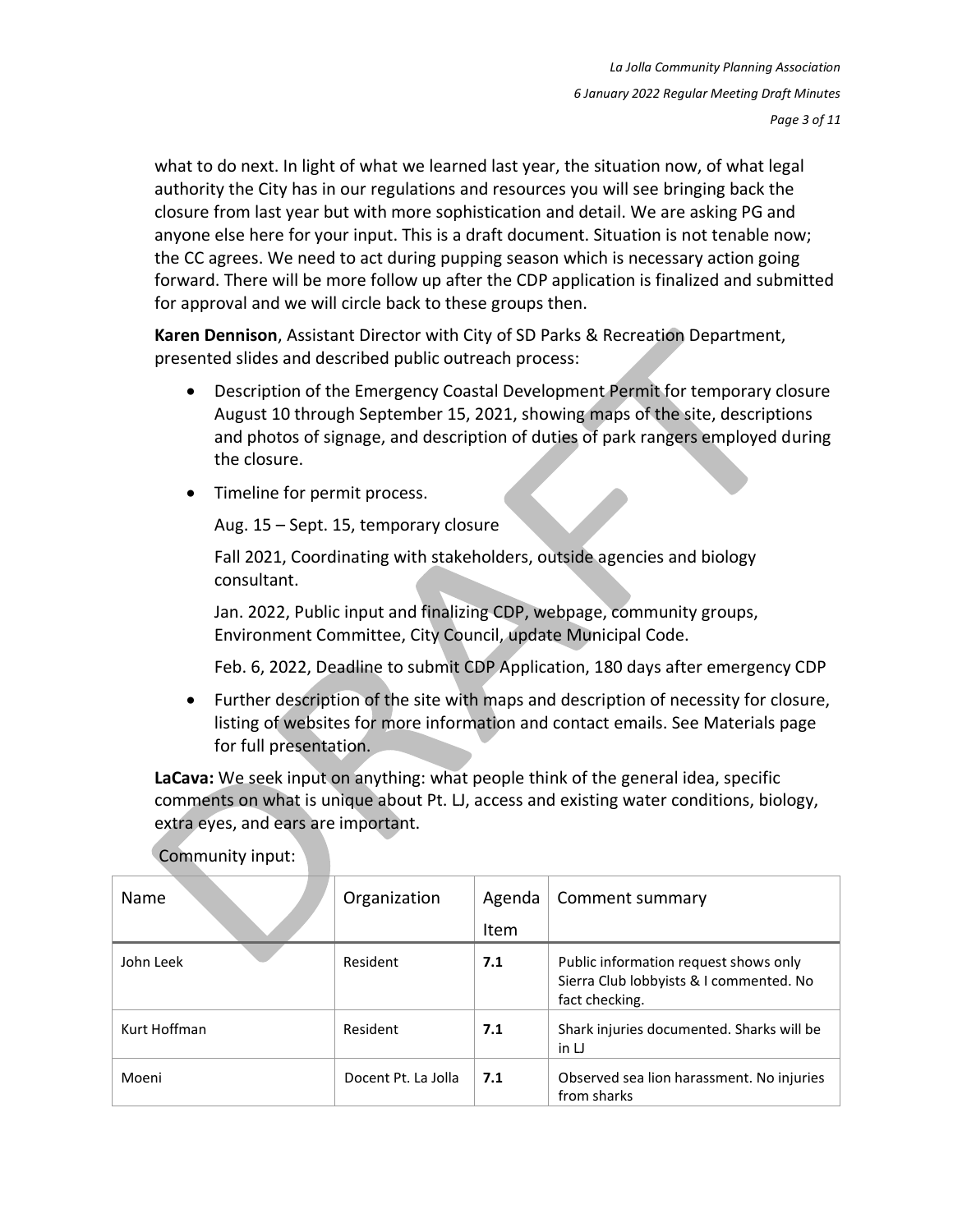what to do next. In light of what we learned last year, the situation now, of what legal authority the City has in our regulations and resources you will see bringing back the closure from last year but with more sophistication and detail. We are asking PG and anyone else here for your input. This is a draft document. Situation is not tenable now; the CC agrees. We need to act during pupping season which is necessary action going forward. There will be more follow up after the CDP application is finalized and submitted for approval and we will circle back to these groups then.

**Karen Dennison**, Assistant Director with City of SD Parks & Recreation Department, presented slides and described public outreach process:

- Description of the Emergency Coastal Development Permit for temporary closure August 10 through September 15, 2021, showing maps of the site, descriptions and photos of signage, and description of duties of park rangers employed during the closure.
- Timeline for permit process.

  Aug. 15 – Sept. 15, temporary closure

  Fall 2021, Coordinating with stakeholders, outside agencies and biology consultant.

  Jan. 2022, Public input and finalizing CDP, webpage, community groups, Environment Committee, City Council, update Municipal Code.

  Feb. 6, 2022, Deadline to submit CDP Application, 180 days after emergency CDP

- Further description of the site with maps and description of necessity for closure, listing of websites for more information and contact emails. See Materials page for full presentation.

**LaCava:** We seek input on anything: what people think of the general idea, specific comments on what is unique about Pt. LJ, access and existing water conditions, biology, extra eyes, and ears are important.

Community input:

| Name | Organization | Agenda Item | Comment summary |
|---|---|---|---|
| John Leek | Resident | **7.1** | Public information request shows only Sierra Club lobbyists & I commented. No fact checking. |
| Kurt Hoffman | Resident | **7.1** | Shark injuries documented. Sharks will be in LJ |
| Moeni | Docent Pt. La Jolla | **7.1** | Observed sea lion harassment. No injuries from sharks |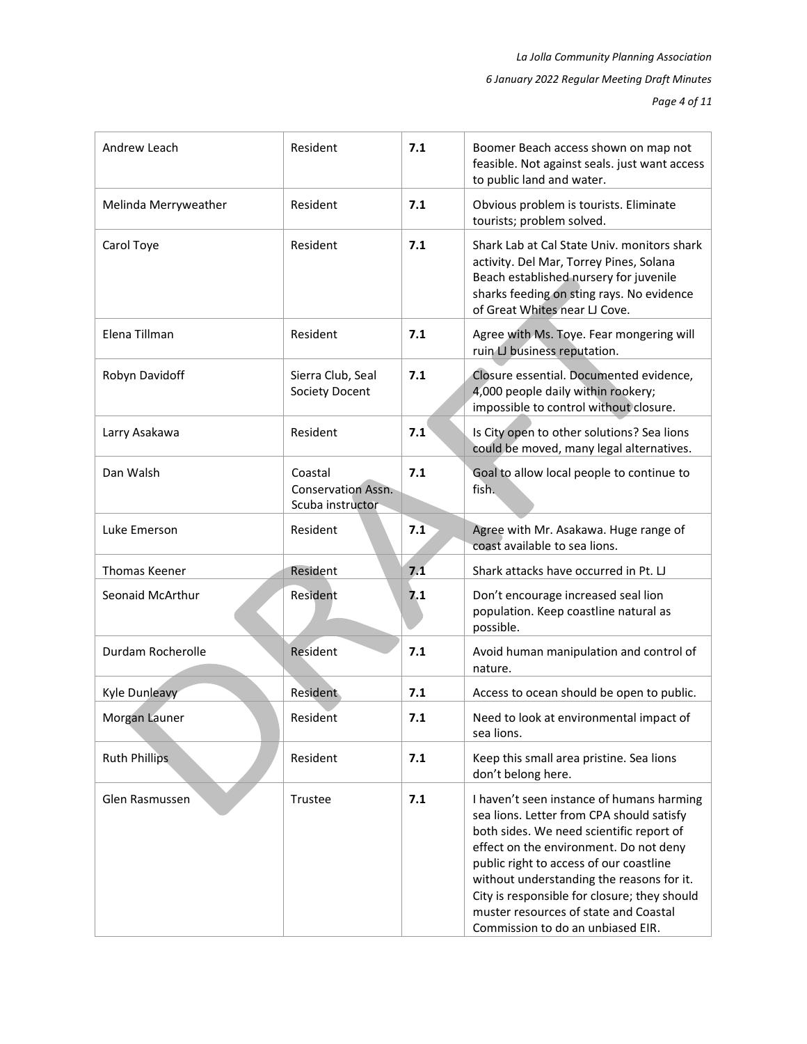| | | | |
|---|---|---|---|
| Andrew Leach | Resident | **7.1** | Boomer Beach access shown on map not feasible. Not against seals. just want access to public land and water. |
| Melinda Merryweather | Resident | **7.1** | Obvious problem is tourists. Eliminate tourists; problem solved. |
| Carol Toye | Resident | **7.1** | Shark Lab at Cal State Univ. monitors shark activity. Del Mar, Torrey Pines, Solana Beach established nursery for juvenile sharks feeding on sting rays. No evidence of Great Whites near LJ Cove. |
| Elena Tillman | Resident | **7.1** | Agree with Ms. Toye. Fear mongering will ruin LJ business reputation. |
| Robyn Davidoff | Sierra Club, Seal Society Docent | **7.1** | Closure essential. Documented evidence, 4,000 people daily within rookery; impossible to control without closure. |
| Larry Asakawa | Resident | **7.1** | Is City open to other solutions? Sea lions could be moved, many legal alternatives. |
| Dan Walsh | Coastal Conservation Assn. Scuba instructor | **7.1** | Goal to allow local people to continue to fish. |
| Luke Emerson | Resident | **7.1** | Agree with Mr. Asakawa. Huge range of coast available to sea lions. |
| Thomas Keener | Resident | **7.1** | Shark attacks have occurred in Pt. LJ |
| Seonaid McArthur | Resident | **7.1** | Don't encourage increased seal lion population. Keep coastline natural as possible. |
| Durdam Rocherolle | Resident | **7.1** | Avoid human manipulation and control of nature. |
| Kyle Dunleavy | Resident | **7.1** | Access to ocean should be open to public. |
| Morgan Launer | Resident | **7.1** | Need to look at environmental impact of sea lions. |
| Ruth Phillips | Resident | **7.1** | Keep this small area pristine. Sea lions don't belong here. |
| Glen Rasmussen | Trustee | **7.1** | I haven't seen instance of humans harming sea lions. Letter from CPA should satisfy both sides. We need scientific report of effect on the environment. Do not deny public right to access of our coastline without understanding the reasons for it. City is responsible for closure; they should muster resources of state and Coastal Commission to do an unbiased EIR. |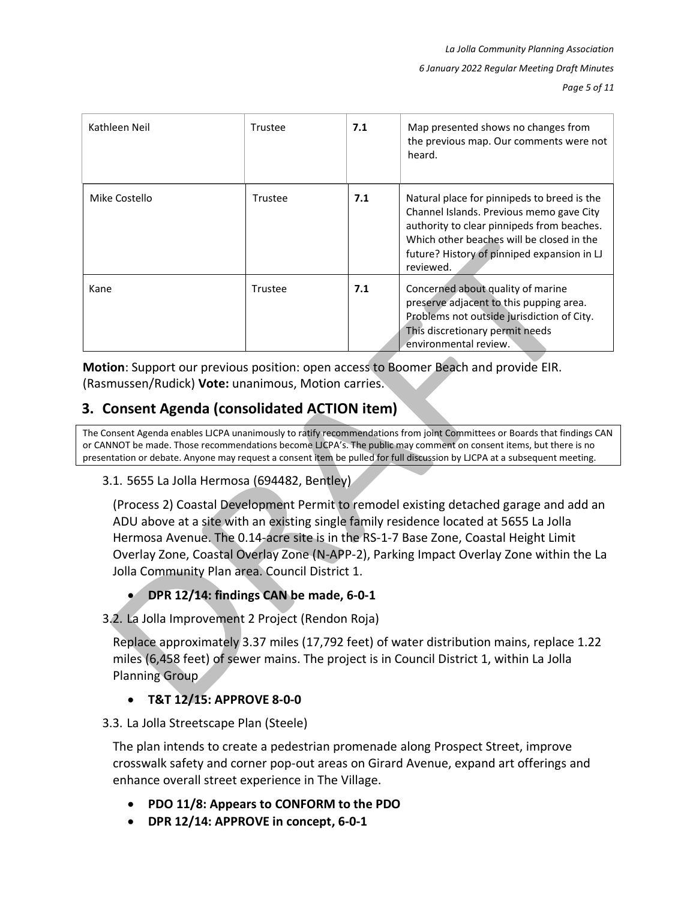| | | | |
|---|---|---|---|
| Kathleen Neil | Trustee | **7.1** | Map presented shows no changes from the previous map. Our comments were not heard. |
| Mike Costello | Trustee | **7.1** | Natural place for pinnipeds to breed is the Channel Islands. Previous memo gave City authority to clear pinnipeds from beaches. Which other beaches will be closed in the future? History of pinniped expansion in LJ reviewed. |
| Kane | Trustee | **7.1** | Concerned about quality of marine preserve adjacent to this pupping area. Problems not outside jurisdiction of City. This discretionary permit needs environmental review. |

**Motion**: Support our previous position: open access to Boomer Beach and provide EIR. (Rasmussen/Rudick) **Vote:** unanimous, Motion carries.

## 3. Consent Agenda (consolidated ACTION item)

The Consent Agenda enables LJCPA unanimously to ratify recommendations from joint Committees or Boards that findings CAN or CANNOT be made. Those recommendations become LJCPA's. The public may comment on consent items, but there is no presentation or debate. Anyone may request a consent item be pulled for full discussion by LJCPA at a subsequent meeting.

3.1. 5655 La Jolla Hermosa (694482, Bentley)

(Process 2) Coastal Development Permit to remodel existing detached garage and add an ADU above at a site with an existing single family residence located at 5655 La Jolla Hermosa Avenue. The 0.14-acre site is in the RS-1-7 Base Zone, Coastal Height Limit Overlay Zone, Coastal Overlay Zone (N-APP-2), Parking Impact Overlay Zone within the La Jolla Community Plan area. Council District 1.

- **DPR 12/14: findings CAN be made, 6-0-1**

3.2. La Jolla Improvement 2 Project (Rendon Roja)

Replace approximately 3.37 miles (17,792 feet) of water distribution mains, replace 1.22 miles (6,458 feet) of sewer mains. The project is in Council District 1, within La Jolla Planning Group

- **T&T 12/15: APPROVE 8-0-0**

3.3. La Jolla Streetscape Plan (Steele)

The plan intends to create a pedestrian promenade along Prospect Street, improve crosswalk safety and corner pop-out areas on Girard Avenue, expand art offerings and enhance overall street experience in The Village.

- **PDO 11/8: Appears to CONFORM to the PDO**
- **DPR 12/14: APPROVE in concept, 6-0-1**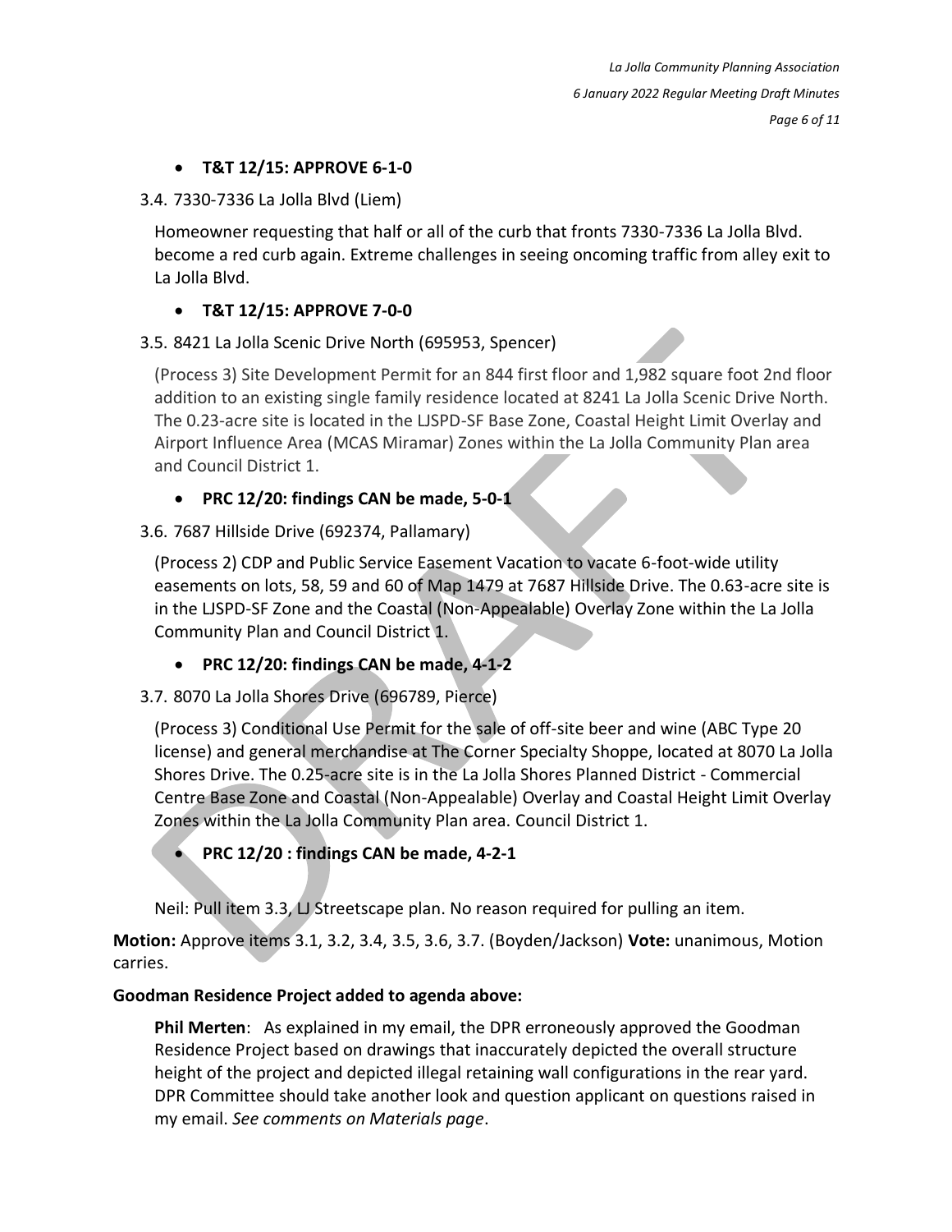- **T&T 12/15: APPROVE 6-1-0**

3.4. 7330-7336 La Jolla Blvd (Liem)

Homeowner requesting that half or all of the curb that fronts 7330-7336 La Jolla Blvd. become a red curb again. Extreme challenges in seeing oncoming traffic from alley exit to La Jolla Blvd.

- **T&T 12/15: APPROVE 7-0-0**

3.5. 8421 La Jolla Scenic Drive North (695953, Spencer)

(Process 3) Site Development Permit for an 844 first floor and 1,982 square foot 2nd floor addition to an existing single family residence located at 8241 La Jolla Scenic Drive North. The 0.23-acre site is located in the LJSPD-SF Base Zone, Coastal Height Limit Overlay and Airport Influence Area (MCAS Miramar) Zones within the La Jolla Community Plan area and Council District 1.

- **PRC 12/20: findings CAN be made, 5-0-1**

3.6. 7687 Hillside Drive (692374, Pallamary)

(Process 2) CDP and Public Service Easement Vacation to vacate 6-foot-wide utility easements on lots, 58, 59 and 60 of Map 1479 at 7687 Hillside Drive. The 0.63-acre site is in the LJSPD-SF Zone and the Coastal (Non-Appealable) Overlay Zone within the La Jolla Community Plan and Council District 1.

- **PRC 12/20: findings CAN be made, 4-1-2**

3.7. 8070 La Jolla Shores Drive (696789, Pierce)

(Process 3) Conditional Use Permit for the sale of off-site beer and wine (ABC Type 20 license) and general merchandise at The Corner Specialty Shoppe, located at 8070 La Jolla Shores Drive. The 0.25-acre site is in the La Jolla Shores Planned District - Commercial Centre Base Zone and Coastal (Non-Appealable) Overlay and Coastal Height Limit Overlay Zones within the La Jolla Community Plan area. Council District 1.

- **PRC 12/20 : findings CAN be made, 4-2-1**

Neil: Pull item 3.3, LJ Streetscape plan. No reason required for pulling an item.

**Motion:** Approve items 3.1, 3.2, 3.4, 3.5, 3.6, 3.7. (Boyden/Jackson) **Vote:** unanimous, Motion carries.

**Goodman Residence Project added to agenda above:**

**Phil Merten**: As explained in my email, the DPR erroneously approved the Goodman Residence Project based on drawings that inaccurately depicted the overall structure height of the project and depicted illegal retaining wall configurations in the rear yard. DPR Committee should take another look and question applicant on questions raised in my email. *See comments on Materials page*.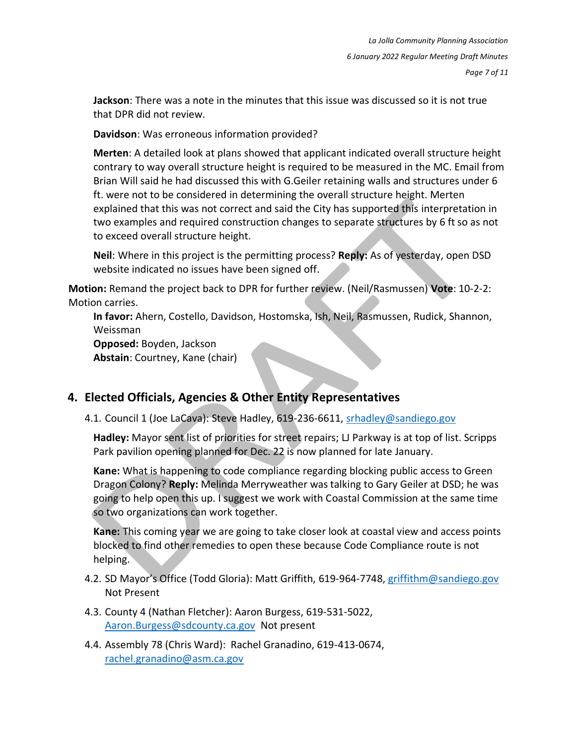**Jackson**: There was a note in the minutes that this issue was discussed so it is not true that DPR did not review.

**Davidson**: Was erroneous information provided?

**Merten**: A detailed look at plans showed that applicant indicated overall structure height contrary to way overall structure height is required to be measured in the MC. Email from Brian Will said he had discussed this with G.Geiler retaining walls and structures under 6 ft. were not to be considered in determining the overall structure height. Merten explained that this was not correct and said the City has supported this interpretation in two examples and required construction changes to separate structures by 6 ft so as not to exceed overall structure height.

**Neil**: Where in this project is the permitting process? **Reply:** As of yesterday, open DSD website indicated no issues have been signed off.

**Motion:** Remand the project back to DPR for further review. (Neil/Rasmussen) **Vote**: 10-2-2: Motion carries.

**In favor:** Ahern, Costello, Davidson, Hostomska, Ish, Neil, Rasmussen, Rudick, Shannon, Weissman
**Opposed:** Boyden, Jackson
**Abstain**: Courtney, Kane (chair)

## 4. Elected Officials, Agencies & Other Entity Representatives

4.1. Council 1 (Joe LaCava): Steve Hadley, 619-236-6611, srhadley@sandiego.gov

**Hadley:** Mayor sent list of priorities for street repairs; LJ Parkway is at top of list. Scripps Park pavilion opening planned for Dec. 22 is now planned for late January.

**Kane:** What is happening to code compliance regarding blocking public access to Green Dragon Colony? **Reply:** Melinda Merryweather was talking to Gary Geiler at DSD; he was going to help open this up. I suggest we work with Coastal Commission at the same time so two organizations can work together.

**Kane:** This coming year we are going to take closer look at coastal view and access points blocked to find other remedies to open these because Code Compliance route is not helping.

4.2. SD Mayor's Office (Todd Gloria): Matt Griffith, 619-964-7748, griffithm@sandiego.gov
Not Present

4.3. County 4 (Nathan Fletcher): Aaron Burgess, 619-531-5022, Aaron.Burgess@sdcounty.ca.gov Not present

4.4. Assembly 78 (Chris Ward): Rachel Granadino, 619-413-0674, rachel.granadino@asm.ca.gov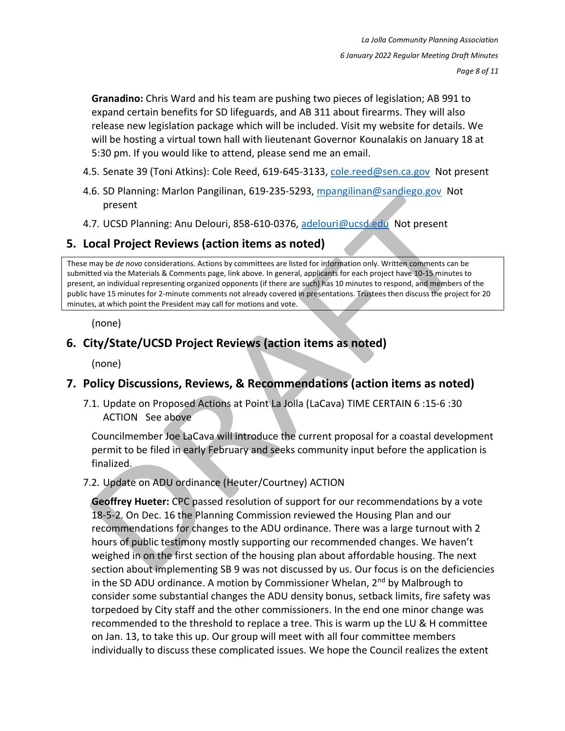**Granadino:** Chris Ward and his team are pushing two pieces of legislation; AB 991 to expand certain benefits for SD lifeguards, and AB 311 about firearms. They will also release new legislation package which will be included. Visit my website for details. We will be hosting a virtual town hall with lieutenant Governor Kounalakis on January 18 at 5:30 pm. If you would like to attend, please send me an email.

4.5. Senate 39 (Toni Atkins): Cole Reed, 619-645-3133, cole.reed@sen.ca.gov Not present

4.6. SD Planning: Marlon Pangilinan, 619-235-5293, mpangilinan@sandiego.gov Not present

4.7. UCSD Planning: Anu Delouri, 858-610-0376, adelouri@ucsd.edu Not present

## 5. Local Project Reviews (action items as noted)

These may be *de novo* considerations. Actions by committees are listed for information only. Written comments can be submitted via the Materials & Comments page, link above. In general, applicants for each project have 10-15 minutes to present, an individual representing organized opponents (if there are such) has 10 minutes to respond, and members of the public have 15 minutes for 2-minute comments not already covered in presentations. Trustees then discuss the project for 20 minutes, at which point the President may call for motions and vote.

(none)

## 6. City/State/UCSD Project Reviews (action items as noted)

(none)

## 7. Policy Discussions, Reviews, & Recommendations (action items as noted)

7.1. Update on Proposed Actions at Point La Jolla (LaCava) TIME CERTAIN 6 :15-6 :30 ACTION See above

Councilmember Joe LaCava will introduce the current proposal for a coastal development permit to be filed in early February and seeks community input before the application is finalized.

7.2. Update on ADU ordinance (Heuter/Courtney) ACTION

**Geoffrey Hueter:** CPC passed resolution of support for our recommendations by a vote 18-5-2. On Dec. 16 the Planning Commission reviewed the Housing Plan and our recommendations for changes to the ADU ordinance. There was a large turnout with 2 hours of public testimony mostly supporting our recommended changes. We haven't weighed in on the first section of the housing plan about affordable housing. The next section about implementing SB 9 was not discussed by us. Our focus is on the deficiencies in the SD ADU ordinance. A motion by Commissioner Whelan, 2nd by Malbrough to consider some substantial changes the ADU density bonus, setback limits, fire safety was torpedoed by City staff and the other commissioners. In the end one minor change was recommended to the threshold to replace a tree. This is warm up the LU & H committee on Jan. 13, to take this up. Our group will meet with all four committee members individually to discuss these complicated issues. We hope the Council realizes the extent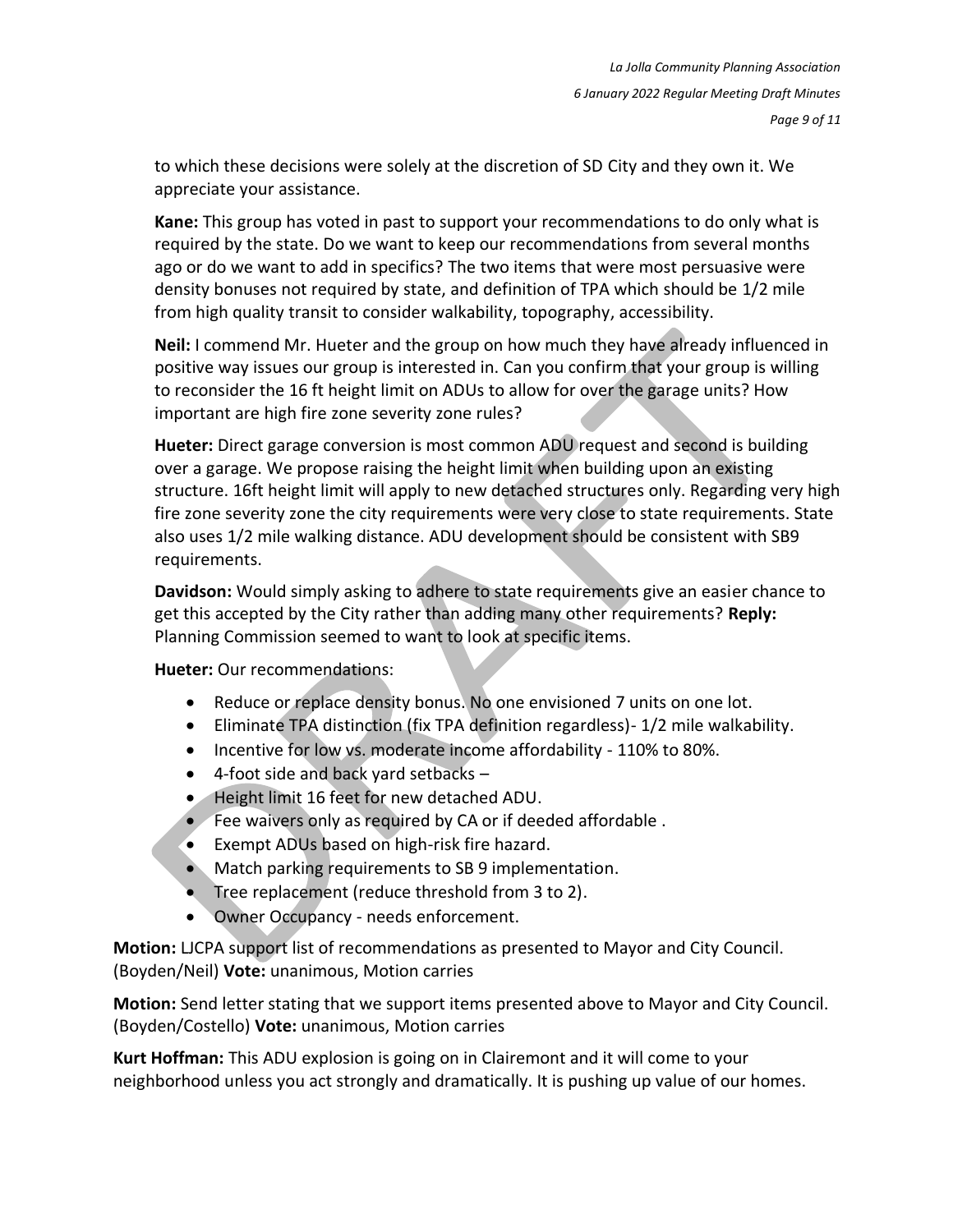to which these decisions were solely at the discretion of SD City and they own it. We appreciate your assistance.

**Kane:** This group has voted in past to support your recommendations to do only what is required by the state. Do we want to keep our recommendations from several months ago or do we want to add in specifics? The two items that were most persuasive were density bonuses not required by state, and definition of TPA which should be 1/2 mile from high quality transit to consider walkability, topography, accessibility.

**Neil:** I commend Mr. Hueter and the group on how much they have already influenced in positive way issues our group is interested in. Can you confirm that your group is willing to reconsider the 16 ft height limit on ADUs to allow for over the garage units? How important are high fire zone severity zone rules?

**Hueter:** Direct garage conversion is most common ADU request and second is building over a garage. We propose raising the height limit when building upon an existing structure. 16ft height limit will apply to new detached structures only. Regarding very high fire zone severity zone the city requirements were very close to state requirements. State also uses 1/2 mile walking distance. ADU development should be consistent with SB9 requirements.

**Davidson:** Would simply asking to adhere to state requirements give an easier chance to get this accepted by the City rather than adding many other requirements? **Reply:** Planning Commission seemed to want to look at specific items.

**Hueter:** Our recommendations:

- Reduce or replace density bonus. No one envisioned 7 units on one lot.
- Eliminate TPA distinction (fix TPA definition regardless)- 1/2 mile walkability.
- Incentive for low vs. moderate income affordability - 110% to 80%.
- 4-foot side and back yard setbacks –
- Height limit 16 feet for new detached ADU.
- Fee waivers only as required by CA or if deeded affordable .
- Exempt ADUs based on high-risk fire hazard.
- Match parking requirements to SB 9 implementation.
- Tree replacement (reduce threshold from 3 to 2).
- Owner Occupancy - needs enforcement.

**Motion:** LJCPA support list of recommendations as presented to Mayor and City Council. (Boyden/Neil) **Vote:** unanimous, Motion carries

**Motion:** Send letter stating that we support items presented above to Mayor and City Council. (Boyden/Costello) **Vote:** unanimous, Motion carries

**Kurt Hoffman:** This ADU explosion is going on in Clairemont and it will come to your neighborhood unless you act strongly and dramatically. It is pushing up value of our homes.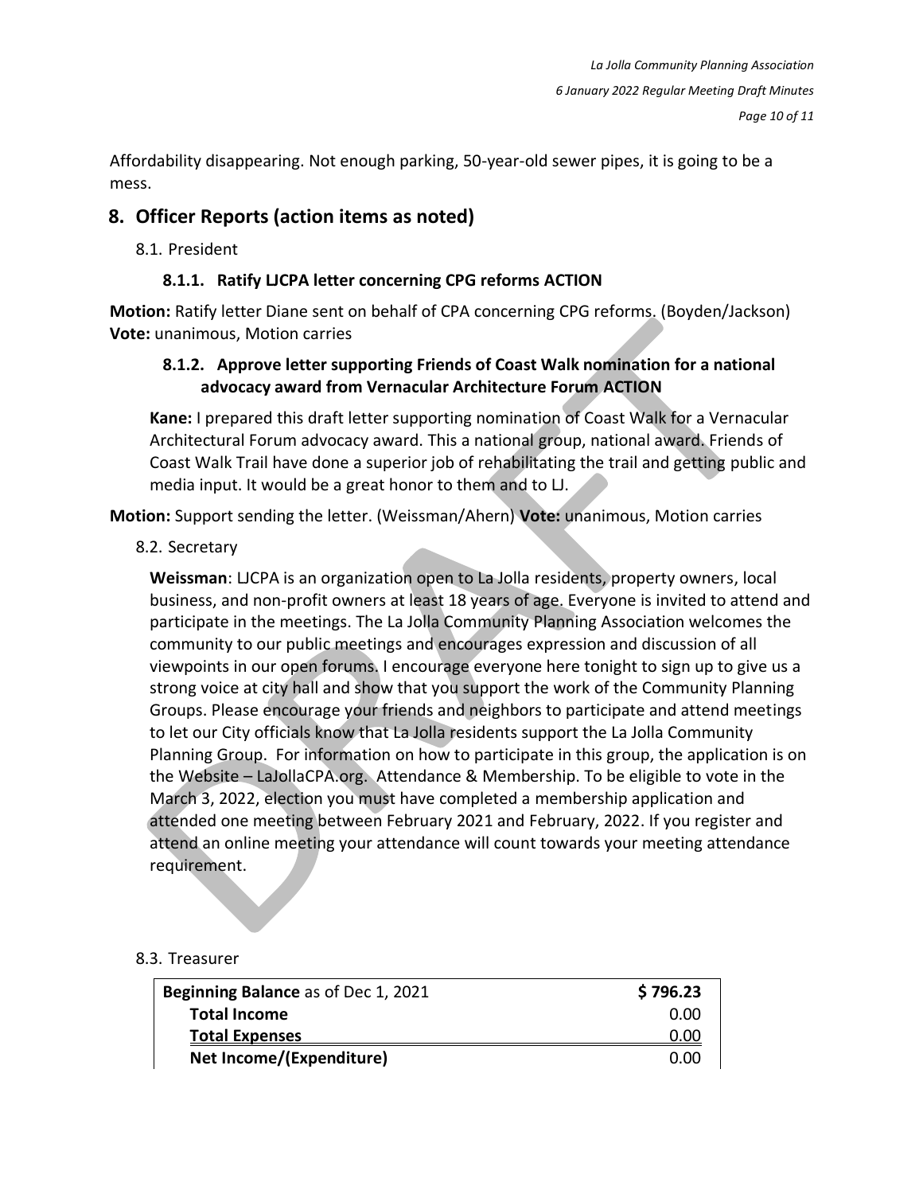Affordability disappearing. Not enough parking, 50-year-old sewer pipes, it is going to be a mess.

## 8. Officer Reports (action items as noted)

8.1. President

### 8.1.1. Ratify LJCPA letter concerning CPG reforms ACTION

**Motion:** Ratify letter Diane sent on behalf of CPA concerning CPG reforms. (Boyden/Jackson)
**Vote:** unanimous, Motion carries

### 8.1.2. Approve letter supporting Friends of Coast Walk nomination for a national advocacy award from Vernacular Architecture Forum ACTION

**Kane:** I prepared this draft letter supporting nomination of Coast Walk for a Vernacular Architectural Forum advocacy award. This a national group, national award. Friends of Coast Walk Trail have done a superior job of rehabilitating the trail and getting public and media input. It would be a great honor to them and to LJ.

**Motion:** Support sending the letter. (Weissman/Ahern) **Vote:** unanimous, Motion carries

8.2. Secretary

**Weissman**: LJCPA is an organization open to La Jolla residents, property owners, local business, and non-profit owners at least 18 years of age. Everyone is invited to attend and participate in the meetings. The La Jolla Community Planning Association welcomes the community to our public meetings and encourages expression and discussion of all viewpoints in our open forums. I encourage everyone here tonight to sign up to give us a strong voice at city hall and show that you support the work of the Community Planning Groups. Please encourage your friends and neighbors to participate and attend meetings to let our City officials know that La Jolla residents support the La Jolla Community Planning Group. For information on how to participate in this group, the application is on the Website – LaJollaCPA.org. Attendance & Membership. To be eligible to vote in the March 3, 2022, election you must have completed a membership application and attended one meeting between February 2021 and February, 2022. If you register and attend an online meeting your attendance will count towards your meeting attendance requirement.

8.3. Treasurer

| | |
|---|---|
| **Beginning Balance** as of Dec 1, 2021 | **$ 796.23** |
| **Total Income** | 0.00 |
| **Total Expenses** | 0.00 |
| **Net Income/(Expenditure)** | 0.00 |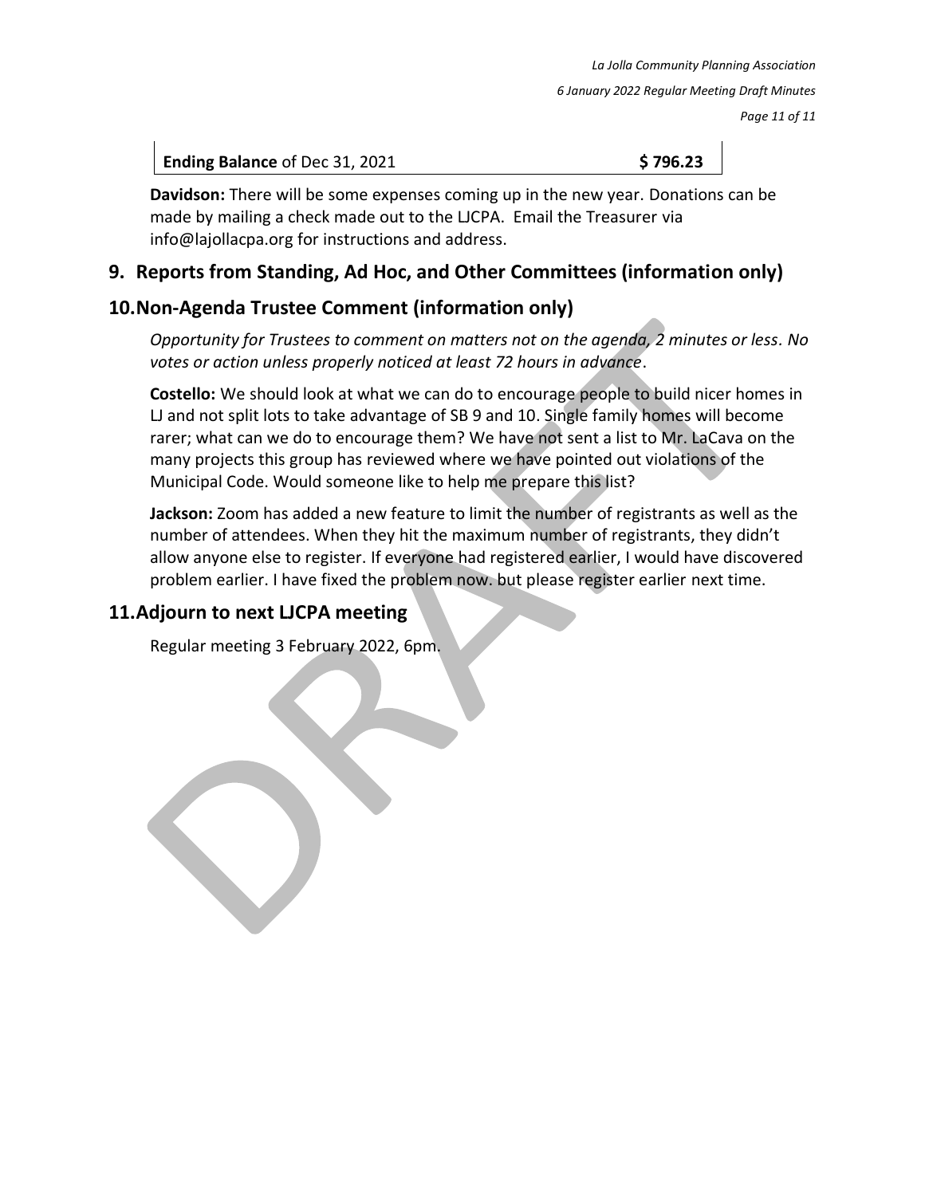| | |
|---|---|
| **Ending Balance** of Dec 31, 2021 | **$ 796.23** |

**Davidson:** There will be some expenses coming up in the new year. Donations can be made by mailing a check made out to the LJCPA. Email the Treasurer via info@lajollacpa.org for instructions and address.

## 9. Reports from Standing, Ad Hoc, and Other Committees (information only)

## 10. Non-Agenda Trustee Comment (information only)

*Opportunity for Trustees to comment on matters not on the agenda, 2 minutes or less. No votes or action unless properly noticed at least 72 hours in advance*.

**Costello:** We should look at what we can do to encourage people to build nicer homes in LJ and not split lots to take advantage of SB 9 and 10. Single family homes will become rarer; what can we do to encourage them? We have not sent a list to Mr. LaCava on the many projects this group has reviewed where we have pointed out violations of the Municipal Code. Would someone like to help me prepare this list?

**Jackson:** Zoom has added a new feature to limit the number of registrants as well as the number of attendees. When they hit the maximum number of registrants, they didn't allow anyone else to register. If everyone had registered earlier, I would have discovered problem earlier. I have fixed the problem now. but please register earlier next time.

## 11. Adjourn to next LJCPA meeting

Regular meeting 3 February 2022, 6pm.